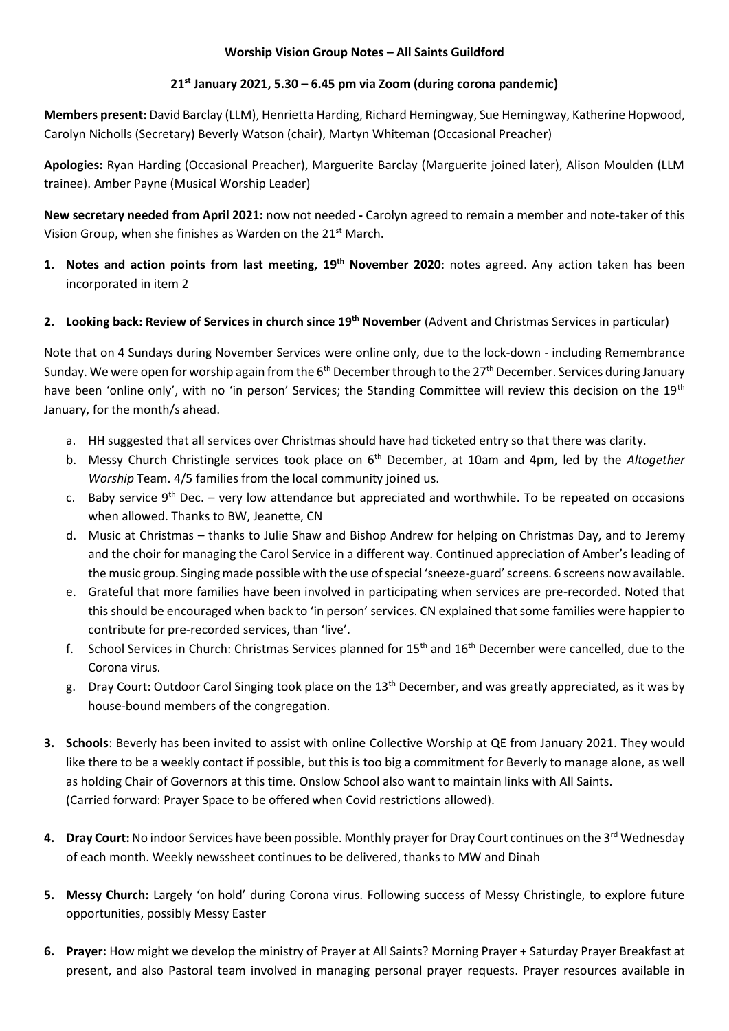**Worship Vision Group Notes – All Saints Guildford**

**21st January 2021, 5.30 – 6.45 pm via Zoom (during corona pandemic)**

**Members present:** David Barclay (LLM), Henrietta Harding, Richard Hemingway, Sue Hemingway, Katherine Hopwood, Carolyn Nicholls (Secretary) Beverly Watson (chair), Martyn Whiteman (Occasional Preacher)

**Apologies:** Ryan Harding (Occasional Preacher), Marguerite Barclay (Marguerite joined later), Alison Moulden (LLM trainee). Amber Payne (Musical Worship Leader)

**New secretary needed from April 2021:** now not needed **-** Carolyn agreed to remain a member and note-taker of this Vision Group, when she finishes as Warden on the 21st March.

1. **Notes and action points from last meeting, 19th November 2020**: notes agreed. Any action taken has been incorporated in item 2

2. **Looking back: Review of Services in church since 19th November** (Advent and Christmas Services in particular)

Note that on 4 Sundays during November Services were online only, due to the lock-down - including Remembrance Sunday. We were open for worship again from the 6th December through to the 27th December. Services during January have been 'online only', with no 'in person' Services; the Standing Committee will review this decision on the 19th January, for the month/s ahead.

a. HH suggested that all services over Christmas should have had ticketed entry so that there was clarity.
b. Messy Church Christingle services took place on 6th December, at 10am and 4pm, led by the *Altogether Worship* Team. 4/5 families from the local community joined us.
c. Baby service 9th Dec. – very low attendance but appreciated and worthwhile. To be repeated on occasions when allowed. Thanks to BW, Jeanette, CN
d. Music at Christmas – thanks to Julie Shaw and Bishop Andrew for helping on Christmas Day, and to Jeremy and the choir for managing the Carol Service in a different way. Continued appreciation of Amber's leading of the music group. Singing made possible with the use of special 'sneeze-guard' screens. 6 screens now available.
e. Grateful that more families have been involved in participating when services are pre-recorded. Noted that this should be encouraged when back to 'in person' services. CN explained that some families were happier to contribute for pre-recorded services, than 'live'.
f. School Services in Church: Christmas Services planned for 15th and 16th December were cancelled, due to the Corona virus.
g. Dray Court: Outdoor Carol Singing took place on the 13th December, and was greatly appreciated, as it was by house-bound members of the congregation.

3. **Schools**: Beverly has been invited to assist with online Collective Worship at QE from January 2021. They would like there to be a weekly contact if possible, but this is too big a commitment for Beverly to manage alone, as well as holding Chair of Governors at this time. Onslow School also want to maintain links with All Saints.
(Carried forward: Prayer Space to be offered when Covid restrictions allowed).

4. **Dray Court:** No indoor Services have been possible. Monthly prayer for Dray Court continues on the 3rd Wednesday of each month. Weekly newssheet continues to be delivered, thanks to MW and Dinah

5. **Messy Church:** Largely 'on hold' during Corona virus. Following success of Messy Christingle, to explore future opportunities, possibly Messy Easter

6. **Prayer:** How might we develop the ministry of Prayer at All Saints? Morning Prayer + Saturday Prayer Breakfast at present, and also Pastoral team involved in managing personal prayer requests. Prayer resources available in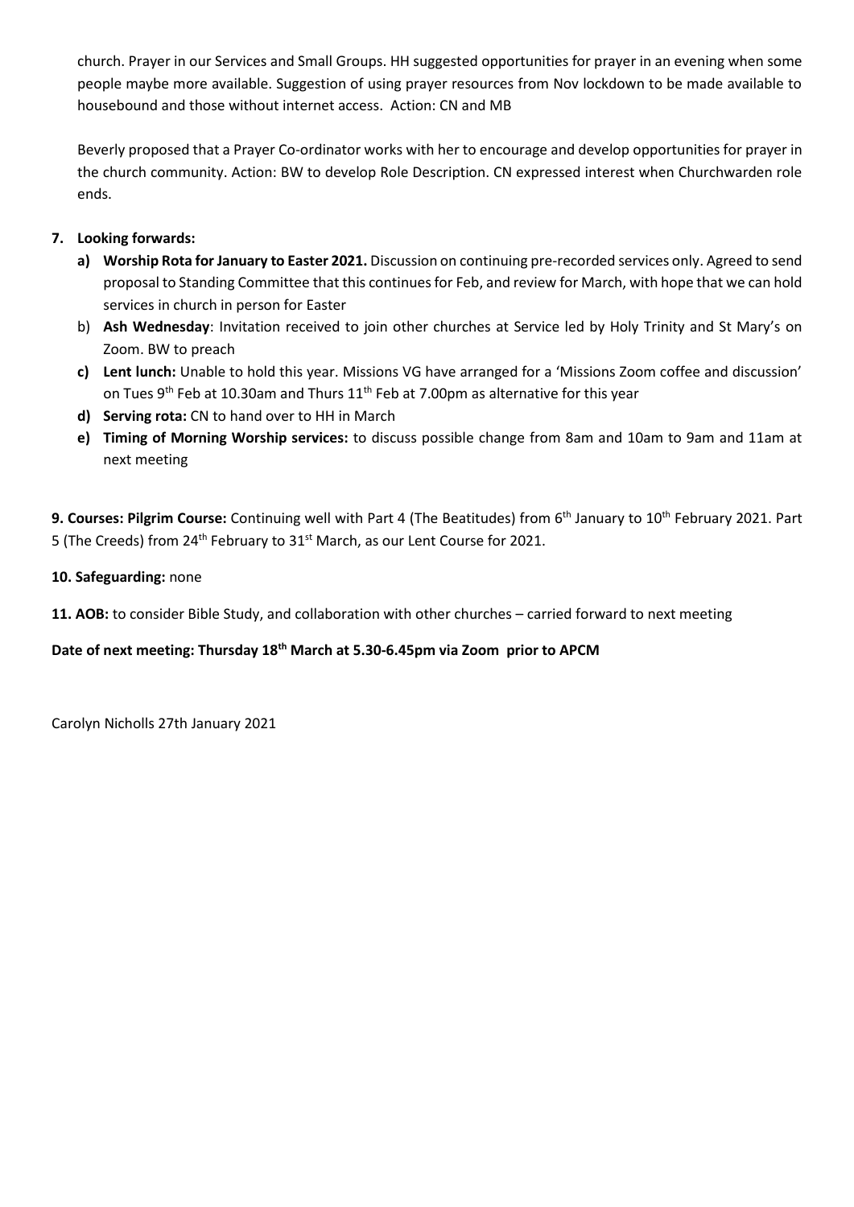church. Prayer in our Services and Small Groups. HH suggested opportunities for prayer in an evening when some people maybe more available. Suggestion of using prayer resources from Nov lockdown to be made available to housebound and those without internet access. Action: CN and MB

Beverly proposed that a Prayer Co-ordinator works with her to encourage and develop opportunities for prayer in the church community. Action: BW to develop Role Description. CN expressed interest when Churchwarden role ends.

**7. Looking forwards:**

- **a) Worship Rota for January to Easter 2021.** Discussion on continuing pre-recorded services only. Agreed to send proposal to Standing Committee that this continues for Feb, and review for March, with hope that we can hold services in church in person for Easter
- b) **Ash Wednesday**: Invitation received to join other churches at Service led by Holy Trinity and St Mary's on Zoom. BW to preach
- **c) Lent lunch:** Unable to hold this year. Missions VG have arranged for a 'Missions Zoom coffee and discussion' on Tues 9th Feb at 10.30am and Thurs 11th Feb at 7.00pm as alternative for this year
- **d) Serving rota:** CN to hand over to HH in March
- **e) Timing of Morning Worship services:** to discuss possible change from 8am and 10am to 9am and 11am at next meeting

**9. Courses: Pilgrim Course:** Continuing well with Part 4 (The Beatitudes) from 6th January to 10th February 2021. Part 5 (The Creeds) from 24th February to 31st March, as our Lent Course for 2021.

**10. Safeguarding:** none

**11. AOB:** to consider Bible Study, and collaboration with other churches – carried forward to next meeting

**Date of next meeting: Thursday 18th March at 5.30-6.45pm via Zoom prior to APCM**

Carolyn Nicholls 27th January 2021